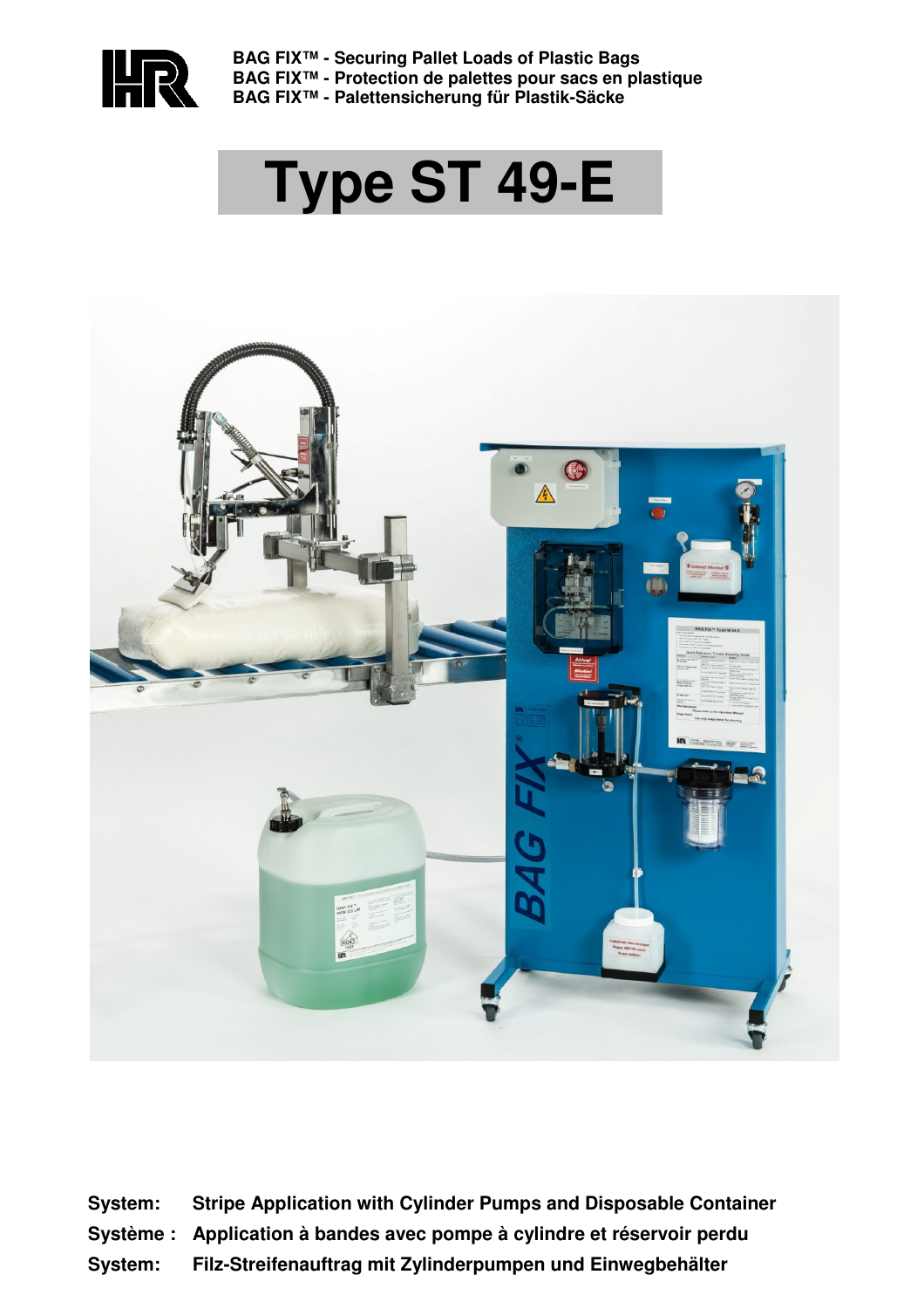**BAG FIX™ - Securing Pallet Loads of Plastic Bags**
**BAG FIX™ - Protection de palettes pour sacs en plastique**
**BAG FIX™ - Palettensicherung für Plastik-Säcke**

# Type ST 49-E

**System:** **Stripe Application with Cylinder Pumps and Disposable Container**
**Système :** **Application à bandes avec pompe à cylindre et réservoir perdu**
**System:** **Filz-Streifenauftrag mit Zylinderpumpen und Einwegbehälter**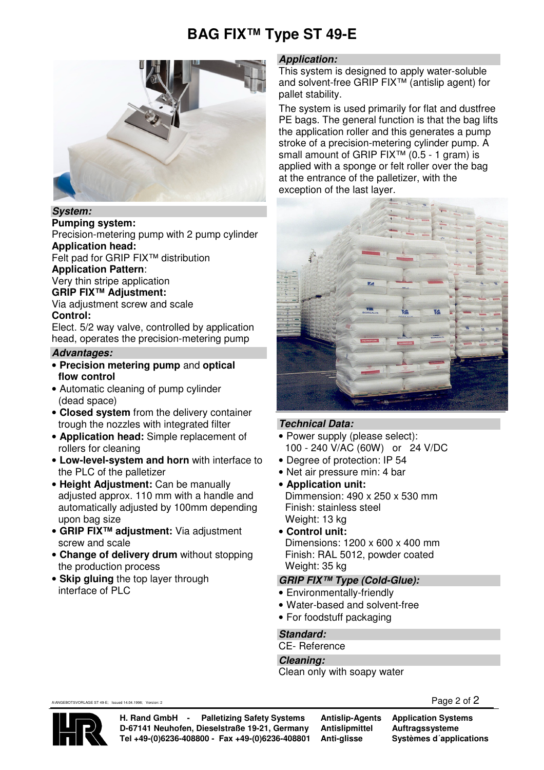# BAG FIX™ Type ST 49-E

## *System:*

**Pumping system:**
Precision-metering pump with 2 pump cylinder
**Application head:**
Felt pad for GRIP FIX™ distribution
**Application Pattern**:
Very thin stripe application
**GRIP FIX™ Adjustment:**
Via adjustment screw and scale
**Control:**
Elect. 5/2 way valve, controlled by application head, operates the precision-metering pump

## *Advantages:*

- **Precision metering pump** and **optical flow control**
- Automatic cleaning of pump cylinder (dead space)
- **Closed system** from the delivery container trough the nozzles with integrated filter
- **Application head:** Simple replacement of rollers for cleaning
- **Low-level-system and horn** with interface to the PLC of the palletizer
- **Height Adjustment:** Can be manually adjusted approx. 110 mm with a handle and automatically adjusted by 100mm depending upon bag size
- **GRIP FIX™ adjustment:** Via adjustment screw and scale
- **Change of delivery drum** without stopping the production process
- **Skip gluing** the top layer through interface of PLC

## *Application:*

This system is designed to apply water-soluble and solvent-free GRIP FIX™ (antislip agent) for pallet stability.

The system is used primarily for flat and dustfree PE bags. The general function is that the bag lifts the application roller and this generates a pump stroke of a precision-metering cylinder pump. A small amount of GRIP FIX™ (0.5 - 1 gram) is applied with a sponge or felt roller over the bag at the entrance of the palletizer, with the exception of the last layer.

## *Technical Data:*

- Power supply (please select):
  100 - 240 V/AC (60W) or 24 V/DC
- Degree of protection: IP 54
- Net air pressure min: 4 bar
- **Application unit:**
  Dimmension: 490 x 250 x 530 mm
  Finish: stainless steel
  Weight: 13 kg
- **Control unit:**
  Dimensions: 1200 x 600 x 400 mm
  Finish: RAL 5012, powder coated
  Weight: 35 kg

## *GRIP FIX™ Type (Cold-Glue):*

- Environmentally-friendly
- Water-based and solvent-free
- For foodstuff packaging

## *Standard:*

CE- Reference

## *Cleaning:*

Clean only with soapy water

A:\ANGEBOTSVORLAGE ST 49-E; Issued 14.04.1998; Version: 2

**H. Rand GmbH - Palletizing Safety Systems**
**D-67141 Neuhofen, Dieselstraße 19-21, Germany**
**Tel +49-(0)6236-408800 - Fax +49-(0)6236-408801**

**Antislip-Agents** **Application Systems**
**Antislipmittel** **Auftragssysteme**
**Anti-glisse** **Systèmes d´applications**